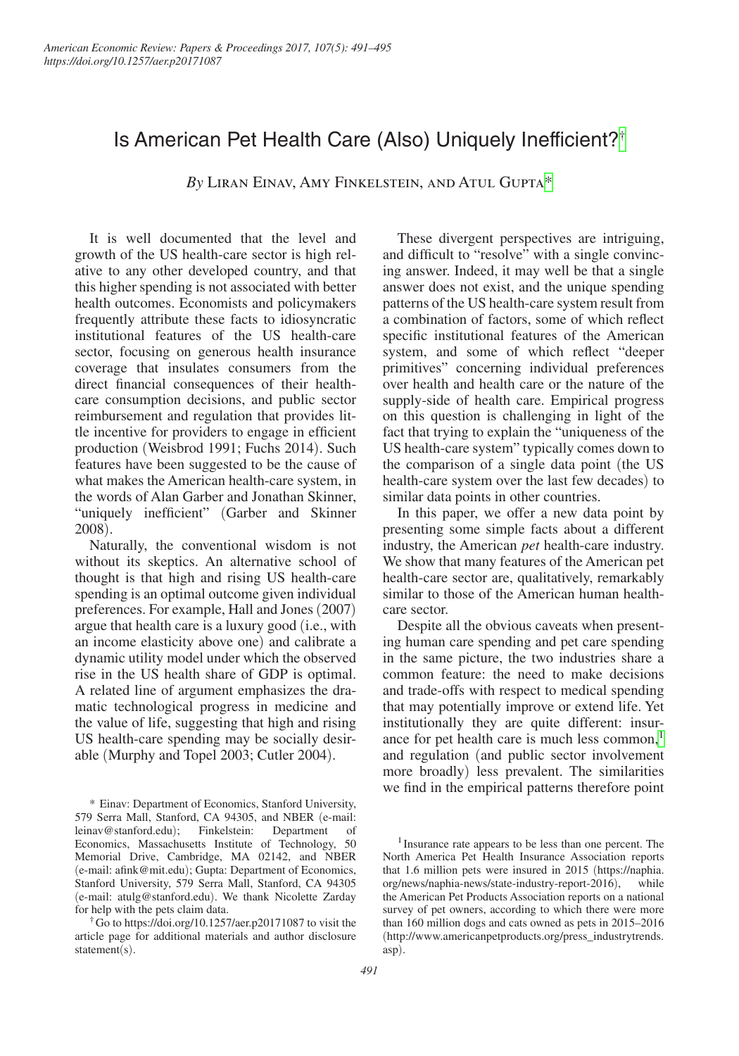# Is American Pet Health Care (Also) Uniquely Inefficient?[†]

*By* Liran Einav, Amy Finkelstein, and Atul Gupta[*]

It is well documented that the level and growth of the US health-care sector is high relative to any other developed country, and that this higher spending is not associated with better health outcomes. Economists and policymakers frequently attribute these facts to idiosyncratic institutional features of the US health-care sector, focusing on generous health insurance coverage that insulates consumers from the direct financial consequences of their health-care consumption decisions, and public sector reimbursement and regulation that provides little incentive for providers to engage in efficient production (Weisbrod 1991; Fuchs 2014). Such features have been suggested to be the cause of what makes the American health-care system, in the words of Alan Garber and Jonathan Skinner, "uniquely inefficient" (Garber and Skinner 2008).

Naturally, the conventional wisdom is not without its skeptics. An alternative school of thought is that high and rising US health-care spending is an optimal outcome given individual preferences. For example, Hall and Jones (2007) argue that health care is a luxury good (i.e., with an income elasticity above one) and calibrate a dynamic utility model under which the observed rise in the US health share of GDP is optimal. A related line of argument emphasizes the dramatic technological progress in medicine and the value of life, suggesting that high and rising US health-care spending may be socially desirable (Murphy and Topel 2003; Cutler 2004).

These divergent perspectives are intriguing, and difficult to "resolve" with a single convincing answer. Indeed, it may well be that a single answer does not exist, and the unique spending patterns of the US health-care system result from a combination of factors, some of which reflect specific institutional features of the American system, and some of which reflect "deeper primitives" concerning individual preferences over health and health care or the nature of the supply-side of health care. Empirical progress on this question is challenging in light of the fact that trying to explain the "uniqueness of the US health-care system" typically comes down to the comparison of a single data point (the US health-care system over the last few decades) to similar data points in other countries.

In this paper, we offer a new data point by presenting some simple facts about a different industry, the American *pet* health-care industry. We show that many features of the American pet health-care sector are, qualitatively, remarkably similar to those of the American human health-care sector.

Despite all the obvious caveats when presenting human care spending and pet care spending in the same picture, the two industries share a common feature: the need to make decisions and trade-offs with respect to medical spending that may potentially improve or extend life. Yet institutionally they are quite different: insurance for pet health care is much less common,[1] and regulation (and public sector involvement more broadly) less prevalent. The similarities we find in the empirical patterns therefore point

---

[*] Einav: Department of Economics, Stanford University, 579 Serra Mall, Stanford, CA 94305, and NBER (e-mail: leinav@stanford.edu); Finkelstein: Department of Economics, Massachusetts Institute of Technology, 50 Memorial Drive, Cambridge, MA 02142, and NBER (e-mail: afink@mit.edu); Gupta: Department of Economics, Stanford University, 579 Serra Mall, Stanford, CA 94305 (e-mail: atulg@stanford.edu). We thank Nicolette Zarday for help with the pets claim data.

[†] Go to https://doi.org/10.1257/aer.p20171087 to visit the article page for additional materials and author disclosure statement(s).

[1] Insurance rate appears to be less than one percent. The North America Pet Health Insurance Association reports that 1.6 million pets were insured in 2015 (https://naphia.org/news/naphia-news/state-industry-report-2016), while the American Pet Products Association reports on a national survey of pet owners, according to which there were more than 160 million dogs and cats owned as pets in 2015–2016 (http://www.americanpetproducts.org/press_industrytrends.asp).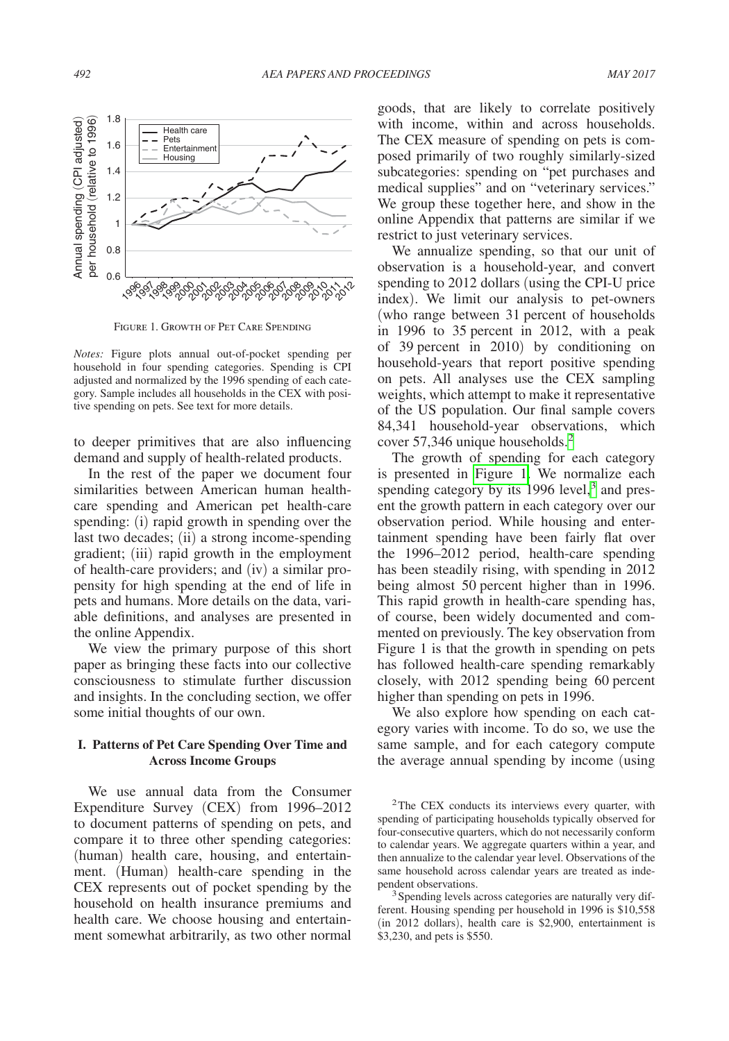FIGURE 1. GROWTH OF PET CARE SPENDING

*Notes:* Figure plots annual out-of-pocket spending per household in four spending categories. Spending is CPI adjusted and normalized by the 1996 spending of each category. Sample includes all households in the CEX with positive spending on pets. See text for more details.

to deeper primitives that are also influencing demand and supply of health-related products.

In the rest of the paper we document four similarities between American human health-care spending and American pet health-care spending: (i) rapid growth in spending over the last two decades; (ii) a strong income-spending gradient; (iii) rapid growth in the employment of health-care providers; and (iv) a similar propensity for high spending at the end of life in pets and humans. More details on the data, variable definitions, and analyses are presented in the online Appendix.

We view the primary purpose of this short paper as bringing these facts into our collective consciousness to stimulate further discussion and insights. In the concluding section, we offer some initial thoughts of our own.

## I. Patterns of Pet Care Spending Over Time and Across Income Groups

We use annual data from the Consumer Expenditure Survey (CEX) from 1996–2012 to document patterns of spending on pets, and compare it to three other spending categories: (human) health care, housing, and entertainment. (Human) health-care spending in the CEX represents out of pocket spending by the household on health insurance premiums and health care. We choose housing and entertainment somewhat arbitrarily, as two other normal goods, that are likely to correlate positively with income, within and across households. The CEX measure of spending on pets is composed primarily of two roughly similarly-sized subcategories: spending on "pet purchases and medical supplies" and on "veterinary services." We group these together here, and show in the online Appendix that patterns are similar if we restrict to just veterinary services.

We annualize spending, so that our unit of observation is a household-year, and convert spending to 2012 dollars (using the CPI-U price index). We limit our analysis to pet-owners (who range between 31 percent of households in 1996 to 35 percent in 2012, with a peak of 39 percent in 2010) by conditioning on household-years that report positive spending on pets. All analyses use the CEX sampling weights, which attempt to make it representative of the US population. Our final sample covers 84,341 household-year observations, which cover 57,346 unique households.[2]

The growth of spending for each category is presented in Figure 1. We normalize each spending category by its 1996 level,[3] and present the growth pattern in each category over our observation period. While housing and entertainment spending have been fairly flat over the 1996–2012 period, health-care spending has been steadily rising, with spending in 2012 being almost 50 percent higher than in 1996. This rapid growth in health-care spending has, of course, been widely documented and commented on previously. The key observation from Figure 1 is that the growth in spending on pets has followed health-care spending remarkably closely, with 2012 spending being 60 percent higher than spending on pets in 1996.

We also explore how spending on each category varies with income. To do so, we use the same sample, and for each category compute the average annual spending by income (using

[2] The CEX conducts its interviews every quarter, with spending of participating households typically observed for four-consecutive quarters, which do not necessarily conform to calendar years. We aggregate quarters within a year, and then annualize to the calendar year level. Observations of the same household across calendar years are treated as independent observations.

[3] Spending levels across categories are naturally very different. Housing spending per household in 1996 is $10,558 (in 2012 dollars), health care is $2,900, entertainment is $3,230, and pets is $550.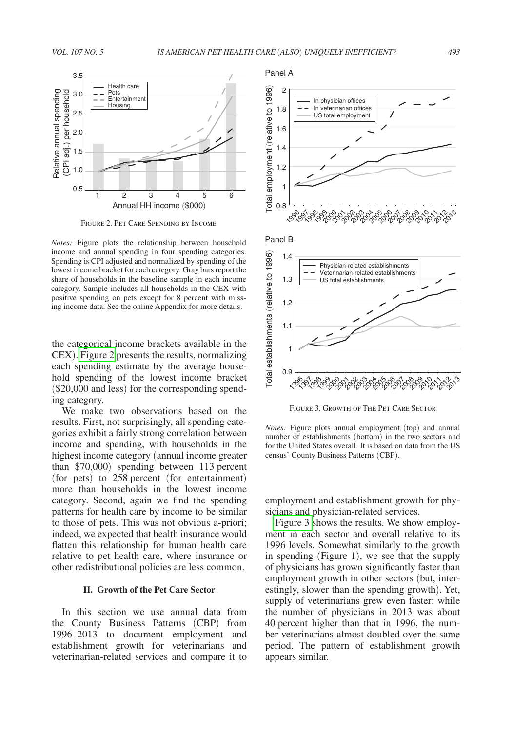Figure 2. Pet Care Spending by Income

*Notes:* Figure plots the relationship between household income and annual spending in four spending categories. Spending is CPI adjusted and normalized by spending of the lowest income bracket for each category. Gray bars report the share of households in the baseline sample in each income category. Sample includes all households in the CEX with positive spending on pets except for 8 percent with missing income data. See the online Appendix for more details.

the categorical income brackets available in the CEX). Figure 2 presents the results, normalizing each spending estimate by the average household spending of the lowest income bracket ($20,000 and less) for the corresponding spending category.

We make two observations based on the results. First, not surprisingly, all spending categories exhibit a fairly strong correlation between income and spending, with households in the highest income category (annual income greater than $70,000) spending between 113 percent (for pets) to 258 percent (for entertainment) more than households in the lowest income category. Second, again we find the spending patterns for health care by income to be similar to those of pets. This was not obvious a-priori; indeed, we expected that health insurance would flatten this relationship for human health care relative to pet health care, where insurance or other redistributional policies are less common.

## II. Growth of the Pet Care Sector

In this section we use annual data from the County Business Patterns (CBP) from 1996–2013 to document employment and establishment growth for veterinarians and veterinarian-related services and compare it to employment and establishment growth for physicians and physician-related services.

Figure 3 shows the results. We show employment in each sector and overall relative to its 1996 levels. Somewhat similarly to the growth in spending (Figure 1), we see that the supply of physicians has grown significantly faster than employment growth in other sectors (but, interestingly, slower than the spending growth). Yet, supply of veterinarians grew even faster: while the number of physicians in 2013 was about 40 percent higher than that in 1996, the number veterinarians almost doubled over the same period. The pattern of establishment growth appears similar.

Figure 3. Growth of The Pet Care Sector

*Notes:* Figure plots annual employment (top) and annual number of establishments (bottom) in the two sectors and for the United States overall. It is based on data from the US census' County Business Patterns (CBP).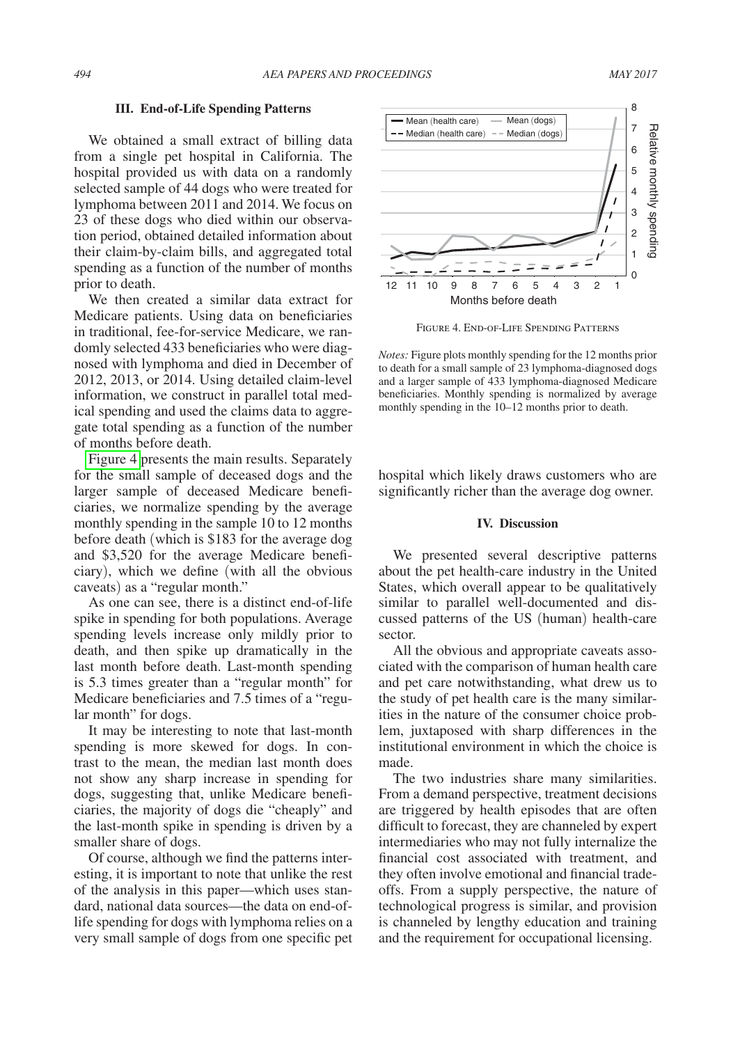### III. End-of-Life Spending Patterns

We obtained a small extract of billing data from a single pet hospital in California. The hospital provided us with data on a randomly selected sample of 44 dogs who were treated for lymphoma between 2011 and 2014. We focus on 23 of these dogs who died within our observation period, obtained detailed information about their claim-by-claim bills, and aggregated total spending as a function of the number of months prior to death.

We then created a similar data extract for Medicare patients. Using data on beneficiaries in traditional, fee-for-service Medicare, we randomly selected 433 beneficiaries who were diagnosed with lymphoma and died in December of 2012, 2013, or 2014. Using detailed claim-level information, we construct in parallel total medical spending and used the claims data to aggregate total spending as a function of the number of months before death.

Figure 4 presents the main results. Separately for the small sample of deceased dogs and the larger sample of deceased Medicare beneficiaries, we normalize spending by the average monthly spending in the sample 10 to 12 months before death (which is \$183 for the average dog and \$3,520 for the average Medicare beneficiary), which we define (with all the obvious caveats) as a "regular month."

As one can see, there is a distinct end-of-life spike in spending for both populations. Average spending levels increase only mildly prior to death, and then spike up dramatically in the last month before death. Last-month spending is 5.3 times greater than a "regular month" for Medicare beneficiaries and 7.5 times of a "regular month" for dogs.

It may be interesting to note that last-month spending is more skewed for dogs. In contrast to the mean, the median last month does not show any sharp increase in spending for dogs, suggesting that, unlike Medicare beneficiaries, the majority of dogs die "cheaply" and the last-month spike in spending is driven by a smaller share of dogs.

Of course, although we find the patterns interesting, it is important to note that unlike the rest of the analysis in this paper—which uses standard, national data sources—the data on end-of-life spending for dogs with lymphoma relies on a very small sample of dogs from one specific pet hospital which likely draws customers who are significantly richer than the average dog owner.

Figure 4. End-of-Life Spending Patterns

*Notes:* Figure plots monthly spending for the 12 months prior to death for a small sample of 23 lymphoma-diagnosed dogs and a larger sample of 433 lymphoma-diagnosed Medicare beneficiaries. Monthly spending is normalized by average monthly spending in the 10–12 months prior to death.

### IV. Discussion

We presented several descriptive patterns about the pet health-care industry in the United States, which overall appear to be qualitatively similar to parallel well-documented and discussed patterns of the US (human) health-care sector.

All the obvious and appropriate caveats associated with the comparison of human health care and pet care notwithstanding, what drew us to the study of pet health care is the many similarities in the nature of the consumer choice problem, juxtaposed with sharp differences in the institutional environment in which the choice is made.

The two industries share many similarities. From a demand perspective, treatment decisions are triggered by health episodes that are often difficult to forecast, they are channeled by expert intermediaries who may not fully internalize the financial cost associated with treatment, and they often involve emotional and financial tradeoffs. From a supply perspective, the nature of technological progress is similar, and provision is channeled by lengthy education and training and the requirement for occupational licensing.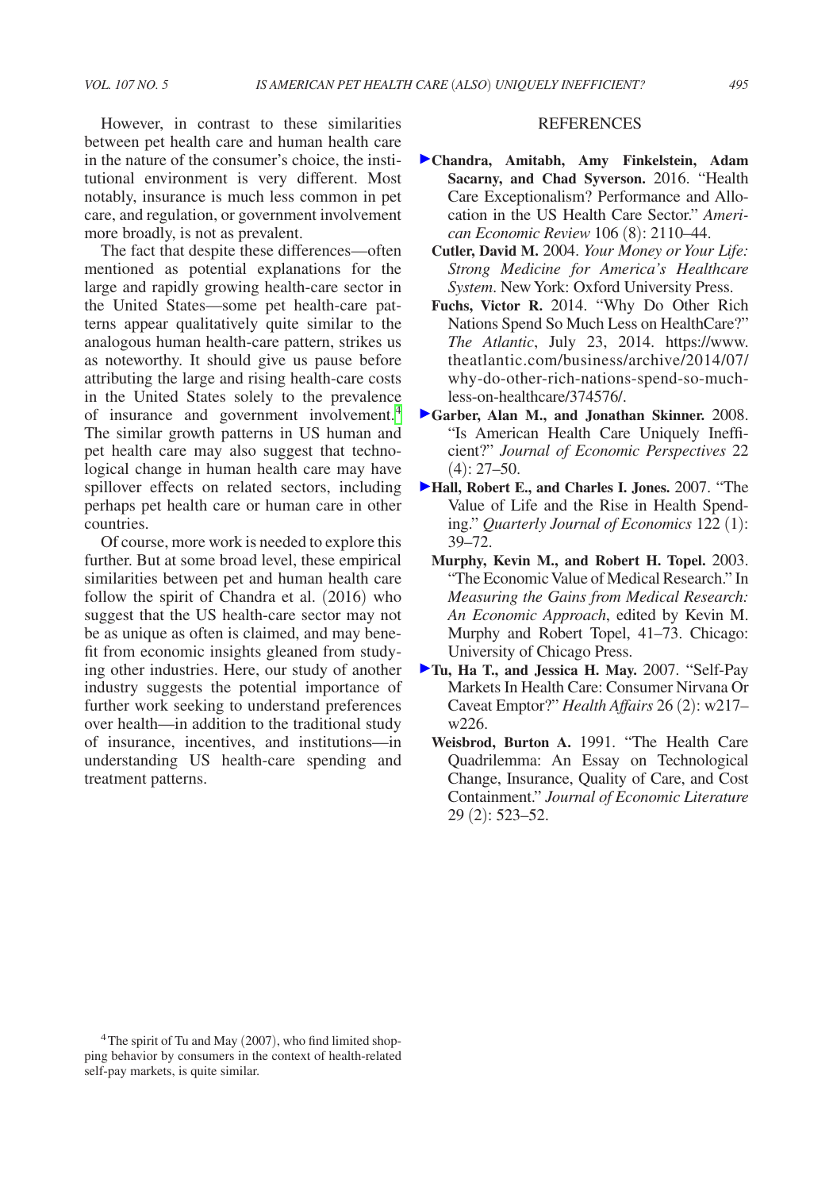However, in contrast to these similarities between pet health care and human health care in the nature of the consumer's choice, the institutional environment is very different. Most notably, insurance is much less common in pet care, and regulation, or government involvement more broadly, is not as prevalent.

The fact that despite these differences—often mentioned as potential explanations for the large and rapidly growing health-care sector in the United States—some pet health-care patterns appear qualitatively quite similar to the analogous human health-care pattern, strikes us as noteworthy. It should give us pause before attributing the large and rising health-care costs in the United States solely to the prevalence of insurance and government involvement.[4] The similar growth patterns in US human and pet health care may also suggest that technological change in human health care may have spillover effects on related sectors, including perhaps pet health care or human care in other countries.

Of course, more work is needed to explore this further. But at some broad level, these empirical similarities between pet and human health care follow the spirit of Chandra et al. (2016) who suggest that the US health-care sector may not be as unique as often is claimed, and may benefit from economic insights gleaned from studying other industries. Here, our study of another industry suggests the potential importance of further work seeking to understand preferences over health—in addition to the traditional study of insurance, incentives, and institutions—in understanding US health-care spending and treatment patterns.

[4] The spirit of Tu and May (2007), who find limited shopping behavior by consumers in the context of health-related self-pay markets, is quite similar.

## REFERENCES

**Chandra, Amitabh, Amy Finkelstein, Adam Sacarny, and Chad Syverson.** 2016. "Health Care Exceptionalism? Performance and Allocation in the US Health Care Sector." *American Economic Review* 106 (8): 2110–44.

**Cutler, David M.** 2004. *Your Money or Your Life: Strong Medicine for America's Healthcare System*. New York: Oxford University Press.

**Fuchs, Victor R.** 2014. "Why Do Other Rich Nations Spend So Much Less on HealthCare?" *The Atlantic*, July 23, 2014. https://www.theatlantic.com/business/archive/2014/07/why-do-other-rich-nations-spend-so-much-less-on-healthcare/374576/.

**Garber, Alan M., and Jonathan Skinner.** 2008. "Is American Health Care Uniquely Inefficient?" *Journal of Economic Perspectives* 22 (4): 27–50.

**Hall, Robert E., and Charles I. Jones.** 2007. "The Value of Life and the Rise in Health Spending." *Quarterly Journal of Economics* 122 (1): 39–72.

**Murphy, Kevin M., and Robert H. Topel.** 2003. "The Economic Value of Medical Research." In *Measuring the Gains from Medical Research: An Economic Approach*, edited by Kevin M. Murphy and Robert Topel, 41–73. Chicago: University of Chicago Press.

**Tu, Ha T., and Jessica H. May.** 2007. "Self-Pay Markets In Health Care: Consumer Nirvana Or Caveat Emptor?" *Health Affairs* 26 (2): w217–w226.

**Weisbrod, Burton A.** 1991. "The Health Care Quadrilemma: An Essay on Technological Change, Insurance, Quality of Care, and Cost Containment." *Journal of Economic Literature* 29 (2): 523–52.